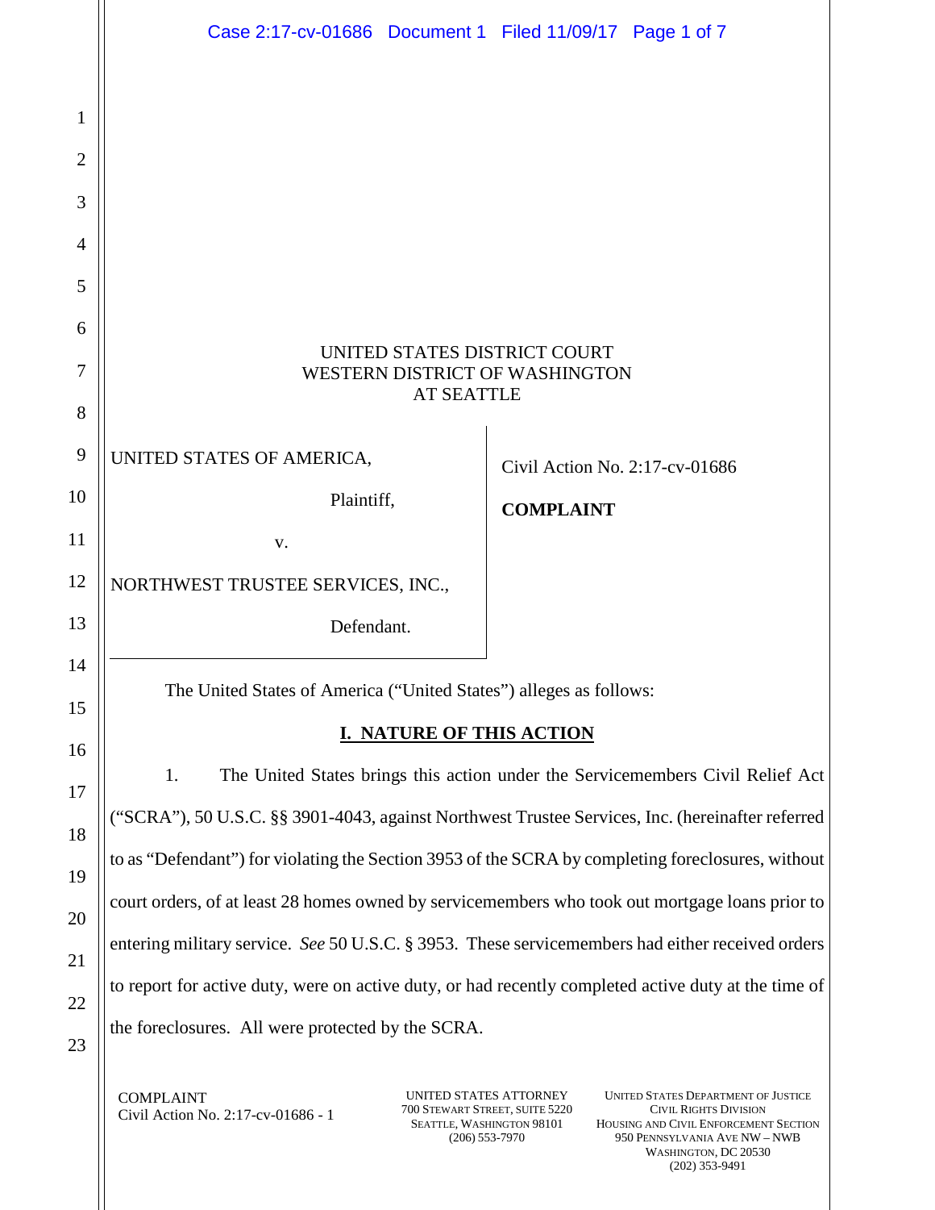UNITED STATES DISTRICT COURT
WESTERN DISTRICT OF WASHINGTON
AT SEATTLE

| | |
|---|---|
| UNITED STATES OF AMERICA,<br><br>Plaintiff,<br><br>v.<br><br>NORTHWEST TRUSTEE SERVICES, INC.,<br><br>Defendant. | Civil Action No. 2:17-cv-01686<br><br>**COMPLAINT** |

The United States of America ("United States") alleges as follows:

## I. NATURE OF THIS ACTION

1. The United States brings this action under the Servicemembers Civil Relief Act ("SCRA"), 50 U.S.C. §§ 3901-4043, against Northwest Trustee Services, Inc. (hereinafter referred to as "Defendant") for violating the Section 3953 of the SCRA by completing foreclosures, without court orders, of at least 28 homes owned by servicemembers who took out mortgage loans prior to entering military service. *See* 50 U.S.C. § 3953. These servicemembers had either received orders to report for active duty, were on active duty, or had recently completed active duty at the time of the foreclosures. All were protected by the SCRA.

COMPLAINT
Civil Action No. 2:17-cv-01686 - 1

UNITED STATES ATTORNEY
700 STEWART STREET, SUITE 5220
SEATTLE, WASHINGTON 98101
(206) 553-7970

UNITED STATES DEPARTMENT OF JUSTICE
CIVIL RIGHTS DIVISION
HOUSING AND CIVIL ENFORCEMENT SECTION
950 PENNSYLVANIA AVE NW – NWB
WASHINGTON, DC 20530
(202) 353-9491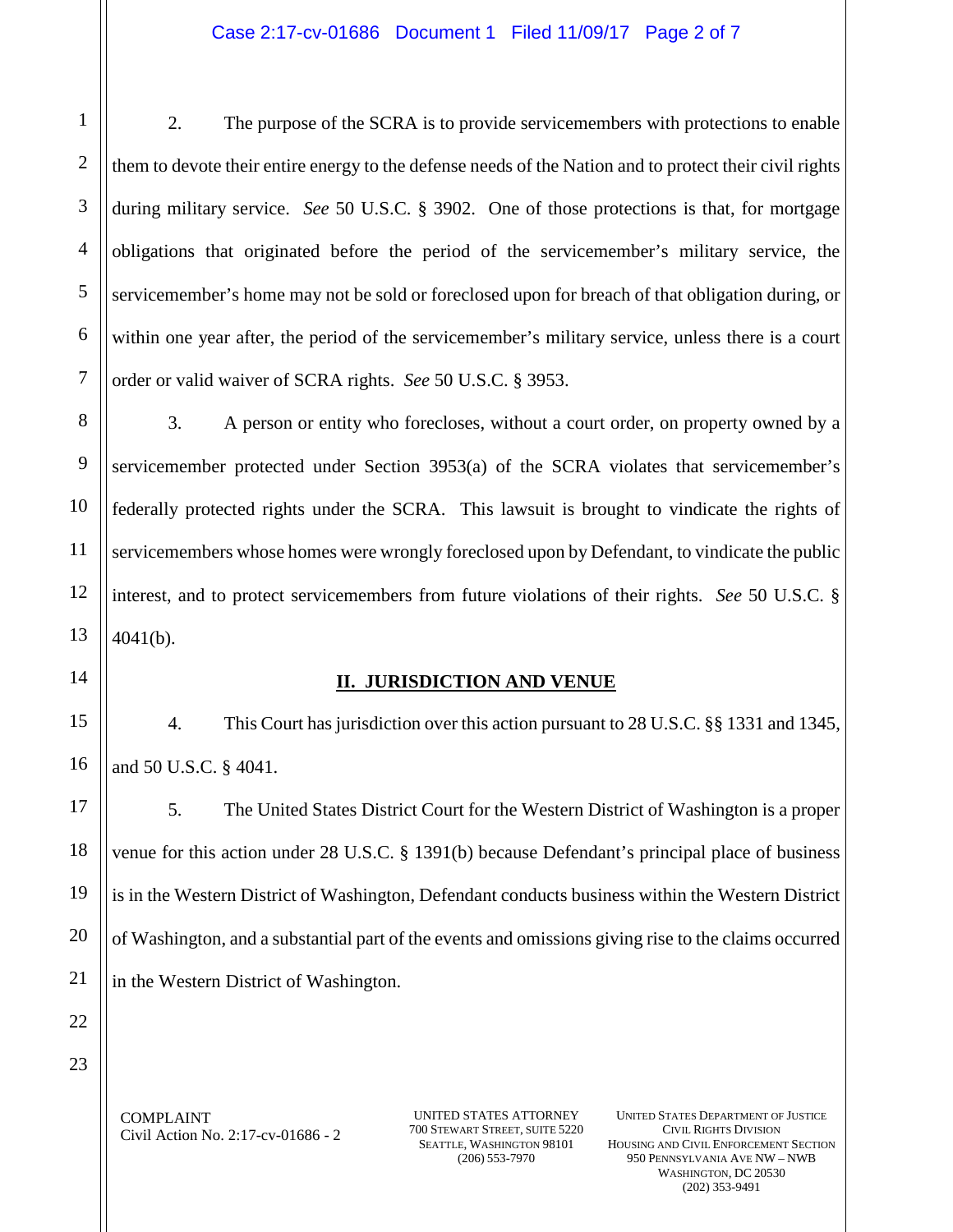2. The purpose of the SCRA is to provide servicemembers with protections to enable them to devote their entire energy to the defense needs of the Nation and to protect their civil rights during military service. *See* 50 U.S.C. § 3902. One of those protections is that, for mortgage obligations that originated before the period of the servicemember's military service, the servicemember's home may not be sold or foreclosed upon for breach of that obligation during, or within one year after, the period of the servicemember's military service, unless there is a court order or valid waiver of SCRA rights. *See* 50 U.S.C. § 3953.

3. A person or entity who forecloses, without a court order, on property owned by a servicemember protected under Section 3953(a) of the SCRA violates that servicemember's federally protected rights under the SCRA. This lawsuit is brought to vindicate the rights of servicemembers whose homes were wrongly foreclosed upon by Defendant, to vindicate the public interest, and to protect servicemembers from future violations of their rights. *See* 50 U.S.C. § 4041(b).

## II. JURISDICTION AND VENUE

4. This Court has jurisdiction over this action pursuant to 28 U.S.C. §§ 1331 and 1345, and 50 U.S.C. § 4041.

5. The United States District Court for the Western District of Washington is a proper venue for this action under 28 U.S.C. § 1391(b) because Defendant's principal place of business is in the Western District of Washington, Defendant conducts business within the Western District of Washington, and a substantial part of the events and omissions giving rise to the claims occurred in the Western District of Washington.

COMPLAINT
Civil Action No. 2:17-cv-01686 - 2

UNITED STATES ATTORNEY
700 STEWART STREET, SUITE 5220
SEATTLE, WASHINGTON 98101
(206) 553-7970

UNITED STATES DEPARTMENT OF JUSTICE
CIVIL RIGHTS DIVISION
HOUSING AND CIVIL ENFORCEMENT SECTION
950 PENNSYLVANIA AVE NW – NWB
WASHINGTON, DC 20530
(202) 353-9491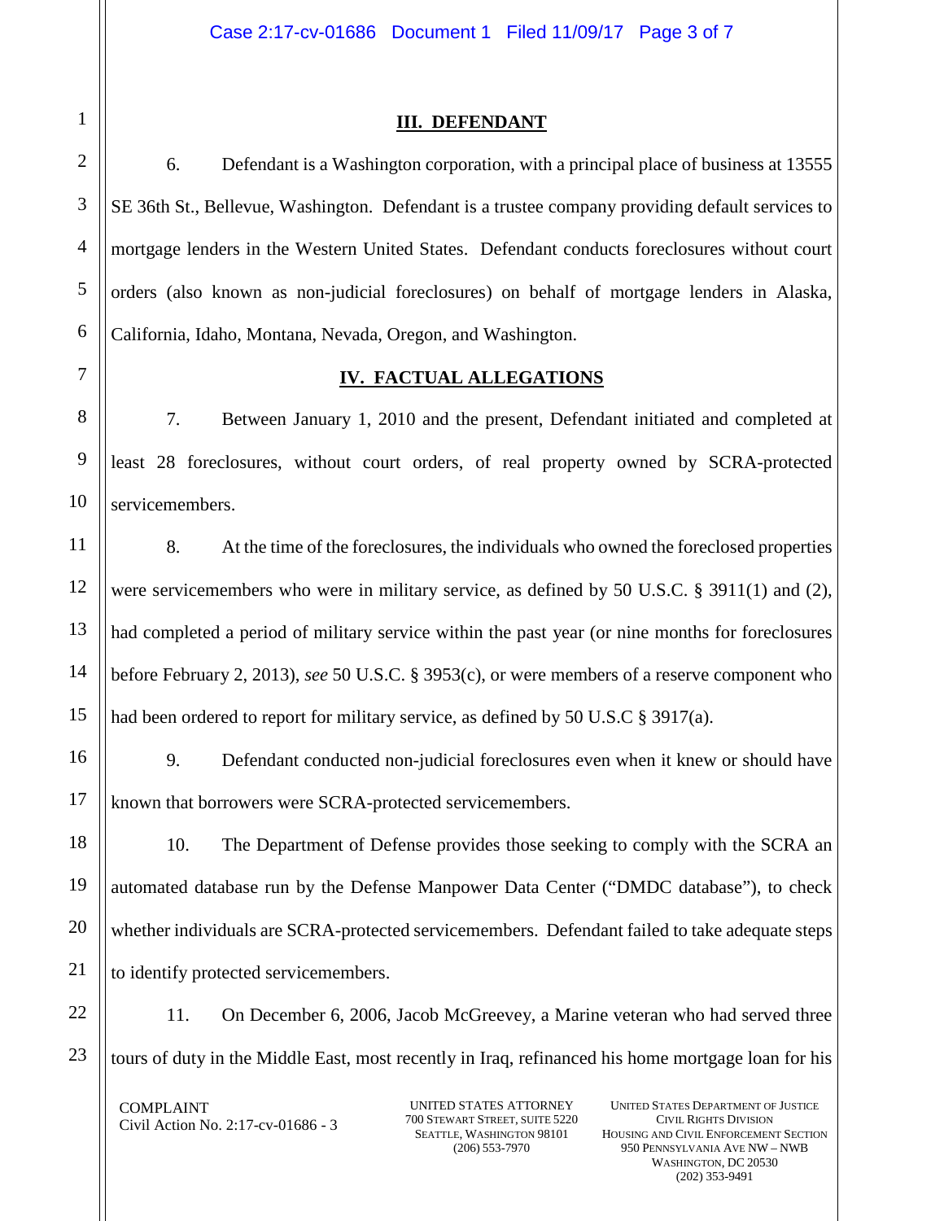## III. DEFENDANT

6. Defendant is a Washington corporation, with a principal place of business at 13555 SE 36th St., Bellevue, Washington. Defendant is a trustee company providing default services to mortgage lenders in the Western United States. Defendant conducts foreclosures without court orders (also known as non-judicial foreclosures) on behalf of mortgage lenders in Alaska, California, Idaho, Montana, Nevada, Oregon, and Washington.

## IV. FACTUAL ALLEGATIONS

7. Between January 1, 2010 and the present, Defendant initiated and completed at least 28 foreclosures, without court orders, of real property owned by SCRA-protected servicemembers.

8. At the time of the foreclosures, the individuals who owned the foreclosed properties were servicemembers who were in military service, as defined by 50 U.S.C. § 3911(1) and (2), had completed a period of military service within the past year (or nine months for foreclosures before February 2, 2013), *see* 50 U.S.C. § 3953(c), or were members of a reserve component who had been ordered to report for military service, as defined by 50 U.S.C § 3917(a).

9. Defendant conducted non-judicial foreclosures even when it knew or should have known that borrowers were SCRA-protected servicemembers.

10. The Department of Defense provides those seeking to comply with the SCRA an automated database run by the Defense Manpower Data Center ("DMDC database"), to check whether individuals are SCRA-protected servicemembers. Defendant failed to take adequate steps to identify protected servicemembers.

11. On December 6, 2006, Jacob McGreevey, a Marine veteran who had served three tours of duty in the Middle East, most recently in Iraq, refinanced his home mortgage loan for his

COMPLAINT
Civil Action No. 2:17-cv-01686 - 3

UNITED STATES ATTORNEY
700 STEWART STREET, SUITE 5220
SEATTLE, WASHINGTON 98101
(206) 553-7970

UNITED STATES DEPARTMENT OF JUSTICE
CIVIL RIGHTS DIVISION
HOUSING AND CIVIL ENFORCEMENT SECTION
950 PENNSYLVANIA AVE NW – NWB
WASHINGTON, DC 20530
(202) 353-9491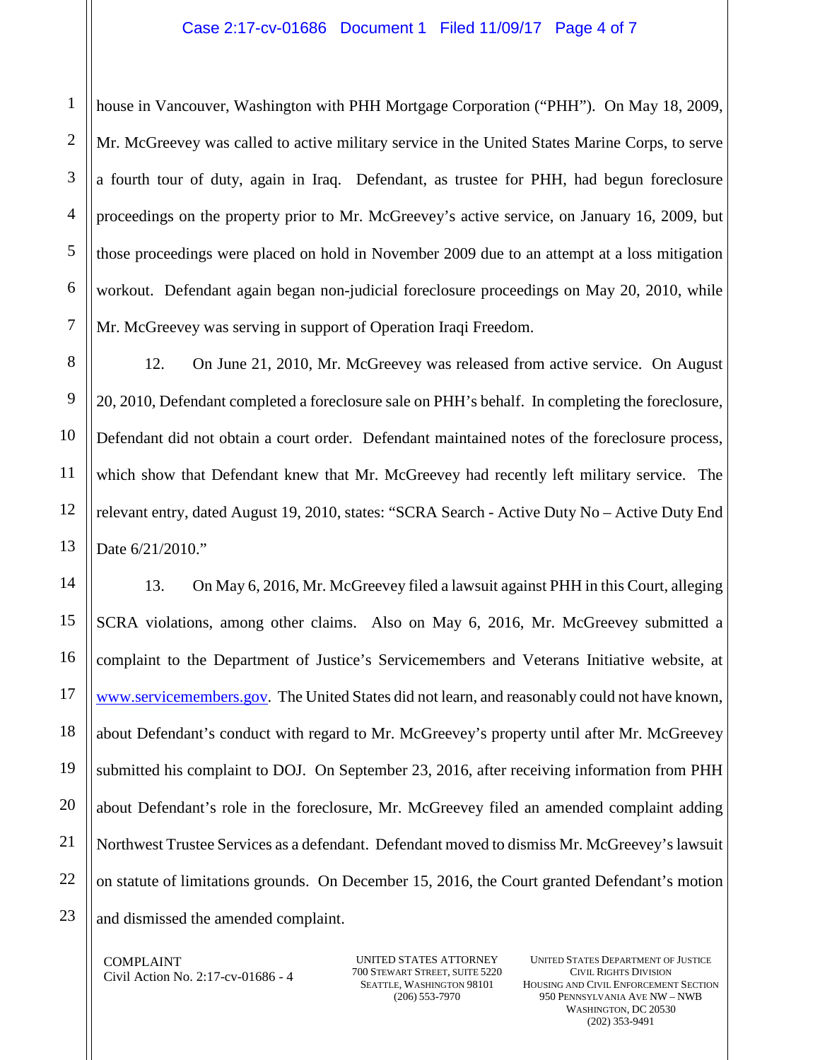house in Vancouver, Washington with PHH Mortgage Corporation ("PHH"). On May 18, 2009, Mr. McGreevey was called to active military service in the United States Marine Corps, to serve a fourth tour of duty, again in Iraq. Defendant, as trustee for PHH, had begun foreclosure proceedings on the property prior to Mr. McGreevey's active service, on January 16, 2009, but those proceedings were placed on hold in November 2009 due to an attempt at a loss mitigation workout. Defendant again began non-judicial foreclosure proceedings on May 20, 2010, while Mr. McGreevey was serving in support of Operation Iraqi Freedom.

12. On June 21, 2010, Mr. McGreevey was released from active service. On August 20, 2010, Defendant completed a foreclosure sale on PHH's behalf. In completing the foreclosure, Defendant did not obtain a court order. Defendant maintained notes of the foreclosure process, which show that Defendant knew that Mr. McGreevey had recently left military service. The relevant entry, dated August 19, 2010, states: "SCRA Search - Active Duty No – Active Duty End Date 6/21/2010."

13. On May 6, 2016, Mr. McGreevey filed a lawsuit against PHH in this Court, alleging SCRA violations, among other claims. Also on May 6, 2016, Mr. McGreevey submitted a complaint to the Department of Justice's Servicemembers and Veterans Initiative website, at www.servicemembers.gov. The United States did not learn, and reasonably could not have known, about Defendant's conduct with regard to Mr. McGreevey's property until after Mr. McGreevey submitted his complaint to DOJ. On September 23, 2016, after receiving information from PHH about Defendant's role in the foreclosure, Mr. McGreevey filed an amended complaint adding Northwest Trustee Services as a defendant. Defendant moved to dismiss Mr. McGreevey's lawsuit on statute of limitations grounds. On December 15, 2016, the Court granted Defendant's motion and dismissed the amended complaint.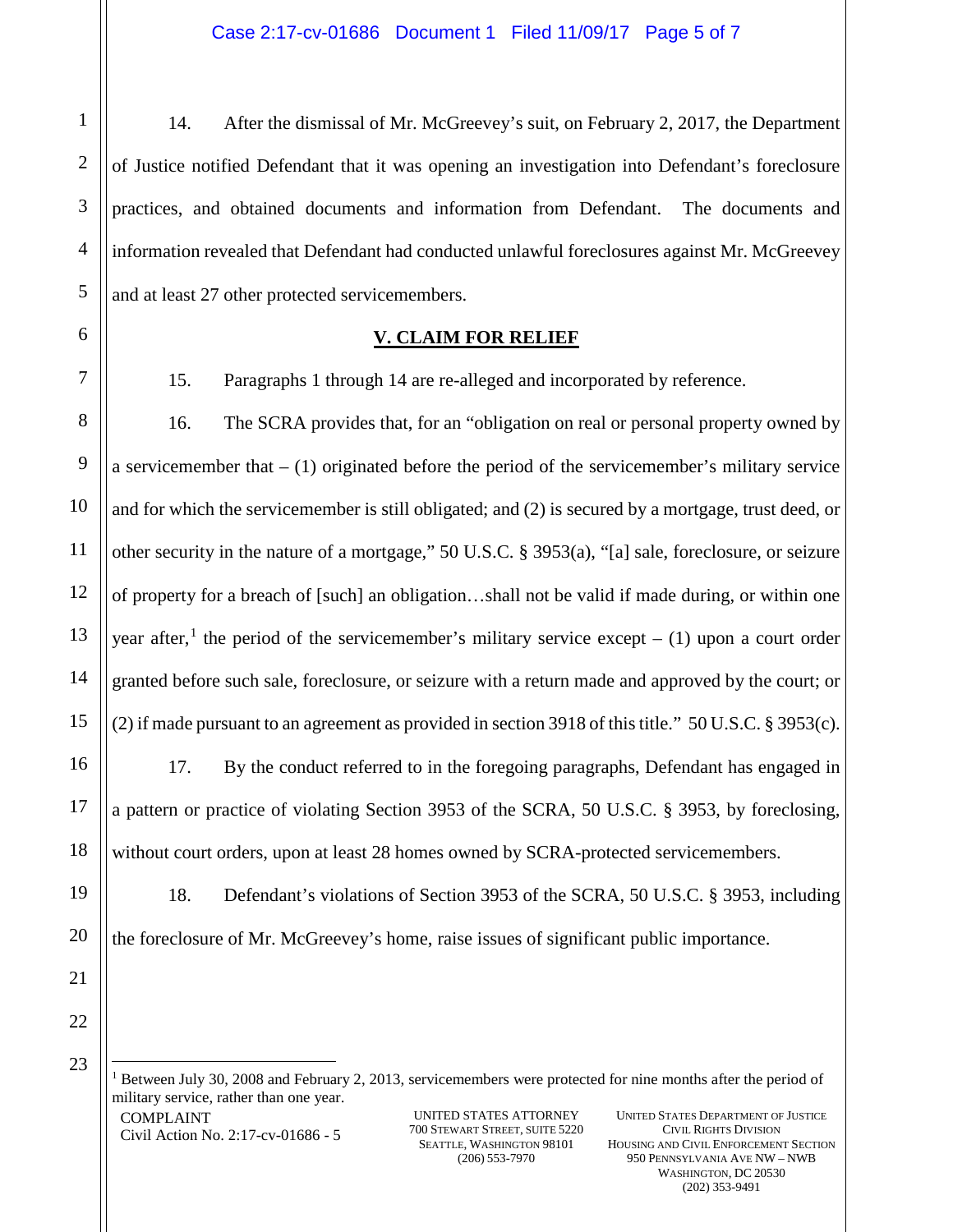14. After the dismissal of Mr. McGreevey's suit, on February 2, 2017, the Department of Justice notified Defendant that it was opening an investigation into Defendant's foreclosure practices, and obtained documents and information from Defendant. The documents and information revealed that Defendant had conducted unlawful foreclosures against Mr. McGreevey and at least 27 other protected servicemembers.

## V. CLAIM FOR RELIEF

15. Paragraphs 1 through 14 are re-alleged and incorporated by reference.

16. The SCRA provides that, for an "obligation on real or personal property owned by a servicemember that – (1) originated before the period of the servicemember's military service and for which the servicemember is still obligated; and (2) is secured by a mortgage, trust deed, or other security in the nature of a mortgage," 50 U.S.C. § 3953(a), "[a] sale, foreclosure, or seizure of property for a breach of [such] an obligation…shall not be valid if made during, or within one year after,[1] the period of the servicemember's military service except – (1) upon a court order granted before such sale, foreclosure, or seizure with a return made and approved by the court; or (2) if made pursuant to an agreement as provided in section 3918 of this title." 50 U.S.C. § 3953(c).

17. By the conduct referred to in the foregoing paragraphs, Defendant has engaged in a pattern or practice of violating Section 3953 of the SCRA, 50 U.S.C. § 3953, by foreclosing, without court orders, upon at least 28 homes owned by SCRA-protected servicemembers.

18. Defendant's violations of Section 3953 of the SCRA, 50 U.S.C. § 3953, including the foreclosure of Mr. McGreevey's home, raise issues of significant public importance.

---

[1] Between July 30, 2008 and February 2, 2013, servicemembers were protected for nine months after the period of military service, rather than one year.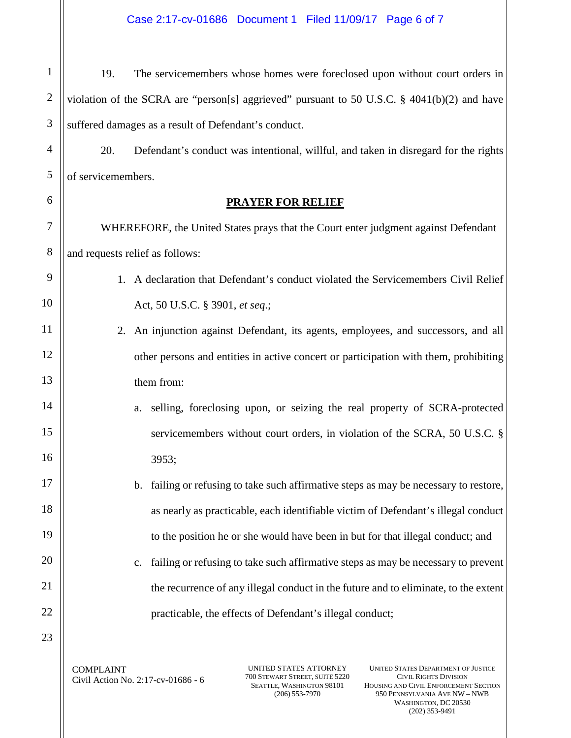19. The servicemembers whose homes were foreclosed upon without court orders in violation of the SCRA are "person[s] aggrieved" pursuant to 50 U.S.C. § 4041(b)(2) and have suffered damages as a result of Defendant's conduct.

20. Defendant's conduct was intentional, willful, and taken in disregard for the rights of servicemembers.

## PRAYER FOR RELIEF

WHEREFORE, the United States prays that the Court enter judgment against Defendant and requests relief as follows:

1. A declaration that Defendant's conduct violated the Servicemembers Civil Relief Act, 50 U.S.C. § 3901, *et seq*.;
2. An injunction against Defendant, its agents, employees, and successors, and all other persons and entities in active concert or participation with them, prohibiting them from:
   a. selling, foreclosing upon, or seizing the real property of SCRA-protected servicemembers without court orders, in violation of the SCRA, 50 U.S.C. § 3953;
   b. failing or refusing to take such affirmative steps as may be necessary to restore, as nearly as practicable, each identifiable victim of Defendant's illegal conduct to the position he or she would have been in but for that illegal conduct; and
   c. failing or refusing to take such affirmative steps as may be necessary to prevent the recurrence of any illegal conduct in the future and to eliminate, to the extent practicable, the effects of Defendant's illegal conduct;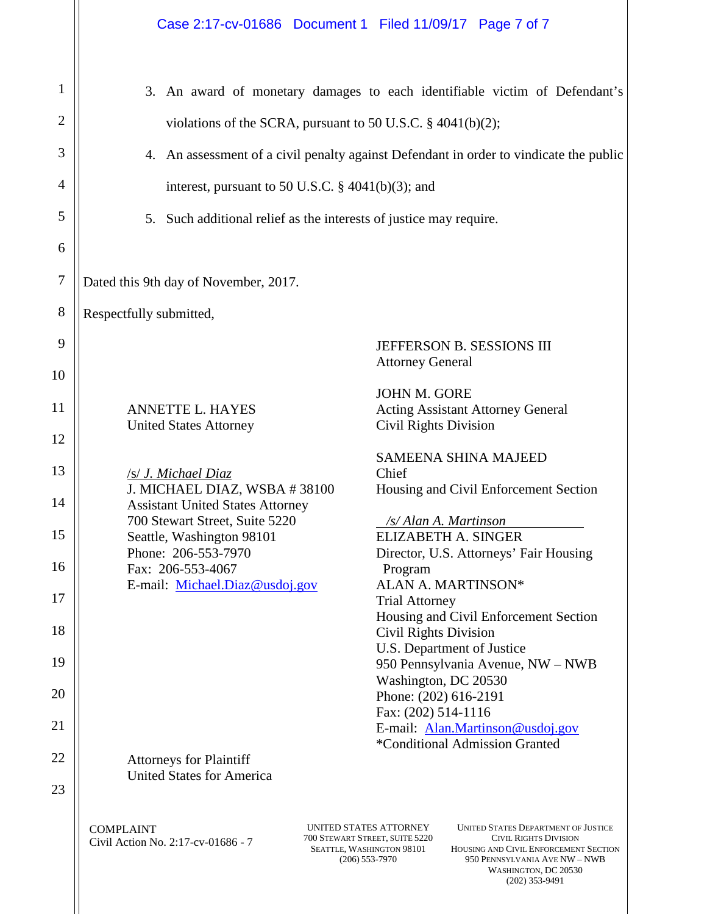3. An award of monetary damages to each identifiable victim of Defendant's violations of the SCRA, pursuant to 50 U.S.C. § 4041(b)(2);
4. An assessment of a civil penalty against Defendant in order to vindicate the public interest, pursuant to 50 U.S.C. § 4041(b)(3); and
5. Such additional relief as the interests of justice may require.

Dated this 9th day of November, 2017.

Respectfully submitted,

JEFFERSON B. SESSIONS III
Attorney General

ANNETTE L. HAYES
United States Attorney

/s/ *J. Michael Diaz*
J. MICHAEL DIAZ, WSBA # 38100
Assistant United States Attorney
700 Stewart Street, Suite 5220
Seattle, Washington 98101
Phone: 206-553-7970
Fax: 206-553-4067
E-mail: Michael.Diaz@usdoj.gov

JOHN M. GORE
Acting Assistant Attorney General
Civil Rights Division

SAMEENA SHINA MAJEED
Chief
Housing and Civil Enforcement Section

*/s/ Alan A. Martinson*
ELIZABETH A. SINGER
Director, U.S. Attorneys' Fair Housing Program
ALAN A. MARTINSON*
Trial Attorney
Housing and Civil Enforcement Section
Civil Rights Division
U.S. Department of Justice
950 Pennsylvania Avenue, NW – NWB
Washington, DC 20530
Phone: (202) 616-2191
Fax: (202) 514-1116
E-mail: Alan.Martinson@usdoj.gov
*Conditional Admission Granted

Attorneys for Plaintiff
United States for America